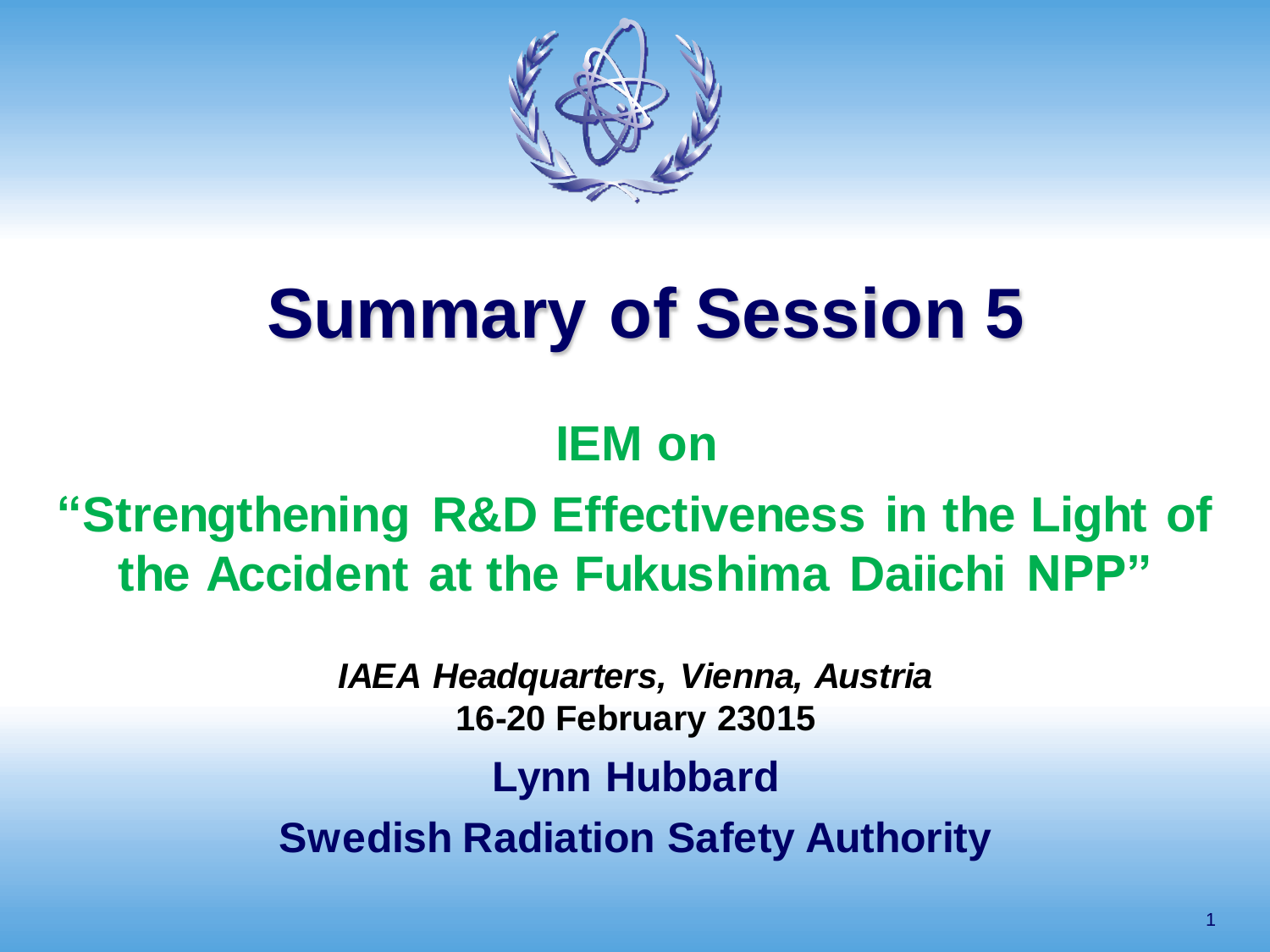# Summary of Session 5

## IEM on

## "Strengthening R&D Effectiveness in the Light of the Accident at the Fukushima Daiichi NPP"

***IAEA Headquarters, Vienna, Austria***

**16-20 February 23015**

**Lynn Hubbard**

**Swedish Radiation Safety Authority**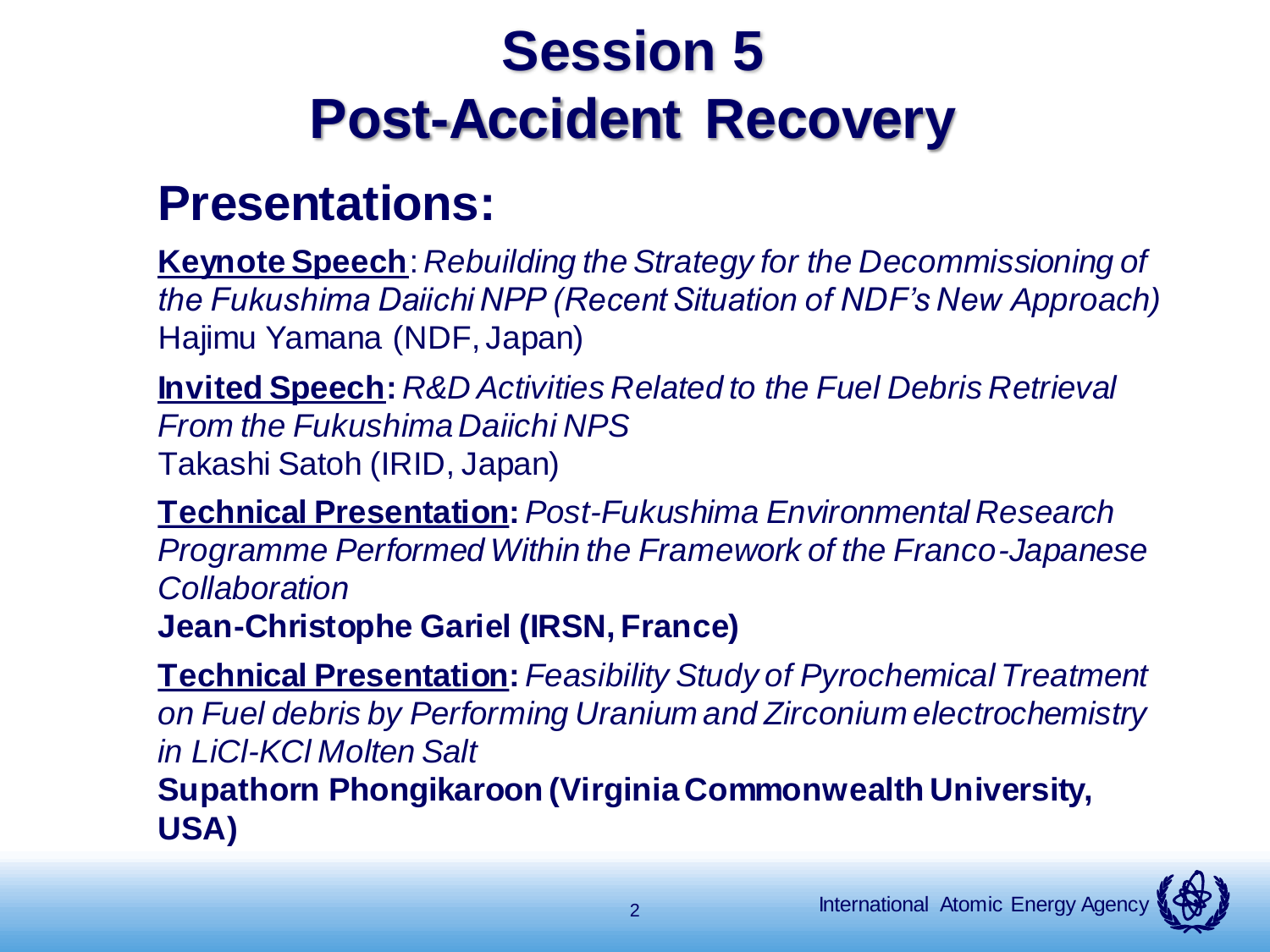# Session 5
# Post-Accident Recovery

## Presentations:

**Keynote Speech**: *Rebuilding the Strategy for the Decommissioning of the Fukushima Daiichi NPP (Recent Situation of NDF's New Approach)*
Hajimu Yamana (NDF, Japan)

**Invited Speech:** *R&D Activities Related to the Fuel Debris Retrieval From the Fukushima Daiichi NPS*
Takashi Satoh (IRID, Japan)

**Technical Presentation:** *Post-Fukushima Environmental Research Programme Performed Within the Framework of the Franco-Japanese Collaboration*
**Jean-Christophe Gariel (IRSN, France)**

**Technical Presentation:** *Feasibility Study of Pyrochemical Treatment on Fuel debris by Performing Uranium and Zirconium electrochemistry in LiCl-KCl Molten Salt*
**Supathorn Phongikaroon (Virginia Commonwealth University, USA)**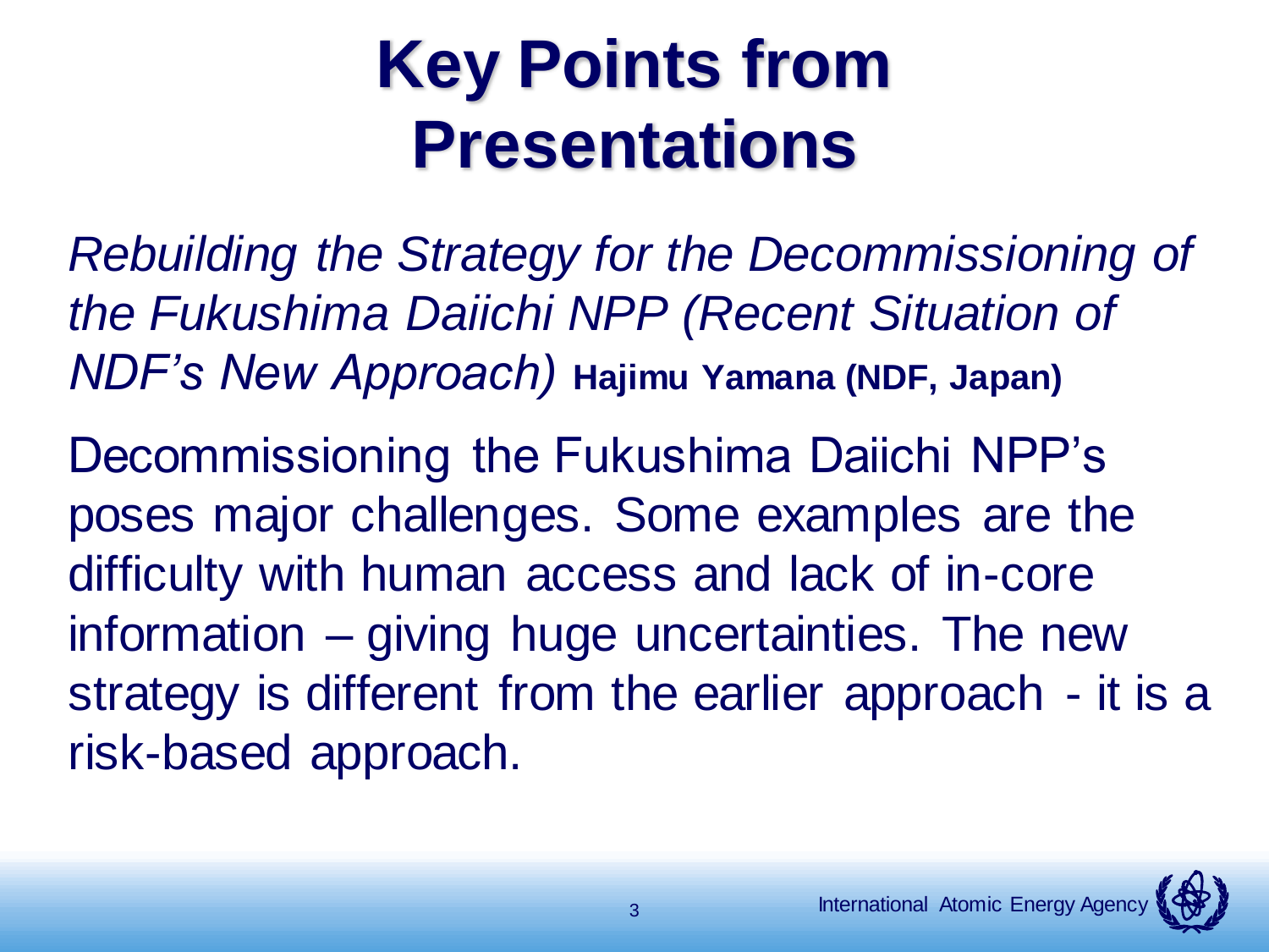# Key Points from Presentations

*Rebuilding the Strategy for the Decommissioning of the Fukushima Daiichi NPP (Recent Situation of NDF's New Approach)* **Hajimu Yamana (NDF, Japan)**

Decommissioning the Fukushima Daiichi NPP's poses major challenges. Some examples are the difficulty with human access and lack of in-core information – giving huge uncertainties. The new strategy is different from the earlier approach - it is a risk-based approach.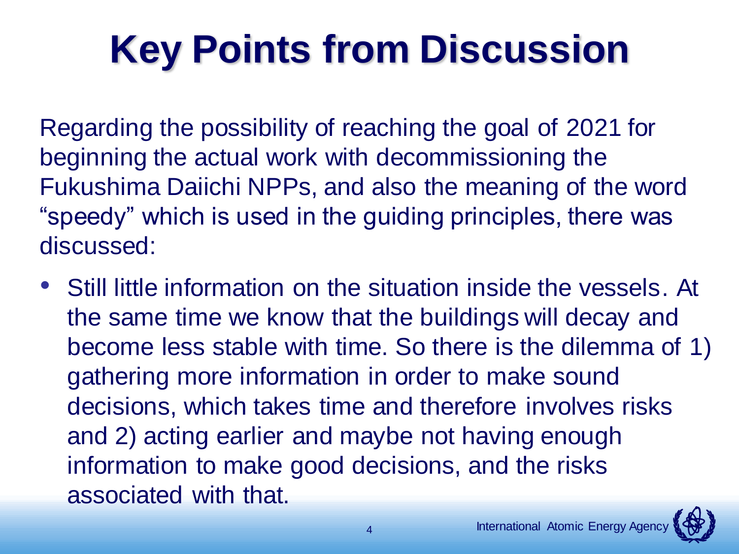# Key Points from Discussion

Regarding the possibility of reaching the goal of 2021 for beginning the actual work with decommissioning the Fukushima Daiichi NPPs, and also the meaning of the word "speedy" which is used in the guiding principles, there was discussed:

- Still little information on the situation inside the vessels. At the same time we know that the buildings will decay and become less stable with time. So there is the dilemma of 1) gathering more information in order to make sound decisions, which takes time and therefore involves risks and 2) acting earlier and maybe not having enough information to make good decisions, and the risks associated with that.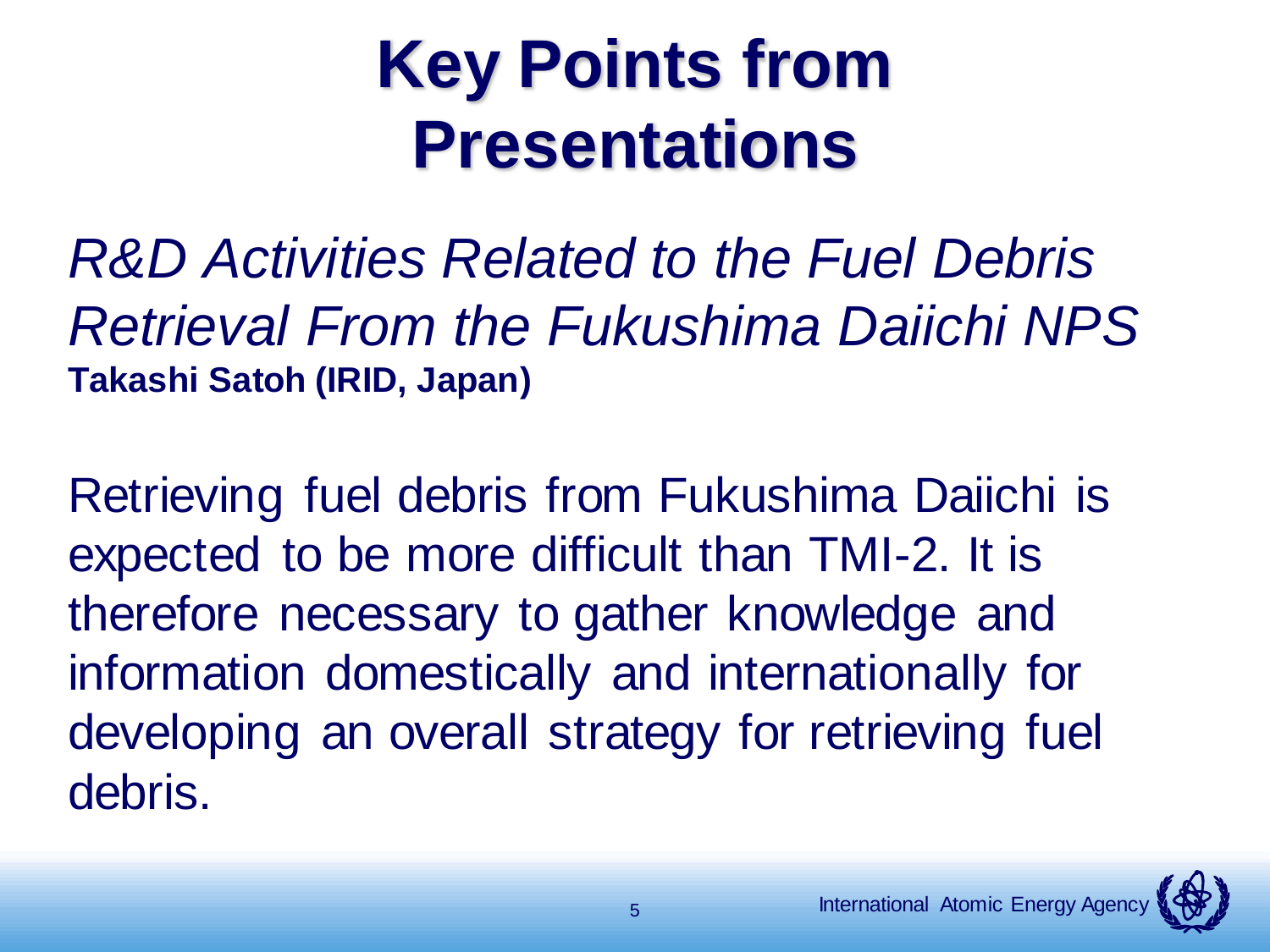# Key Points from Presentations

*R&D Activities Related to the Fuel Debris Retrieval From the Fukushima Daiichi NPS*
**Takashi Satoh (IRID, Japan)**

Retrieving fuel debris from Fukushima Daiichi is expected to be more difficult than TMI-2. It is therefore necessary to gather knowledge and information domestically and internationally for developing an overall strategy for retrieving fuel debris.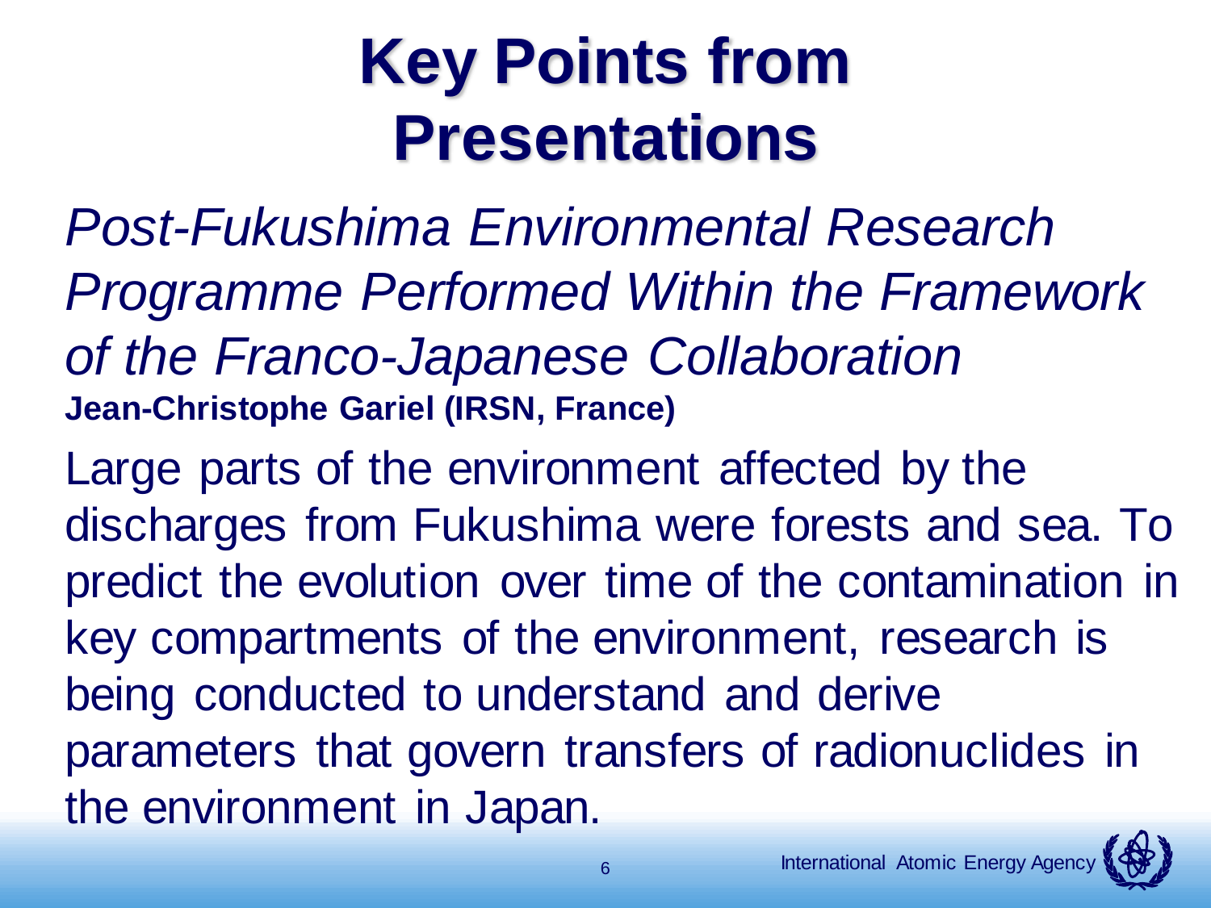# Key Points from Presentations

*Post-Fukushima Environmental Research Programme Performed Within the Framework of the Franco-Japanese Collaboration*

**Jean-Christophe Gariel (IRSN, France)**

Large parts of the environment affected by the discharges from Fukushima were forests and sea. To predict the evolution over time of the contamination in key compartments of the environment, research is being conducted to understand and derive parameters that govern transfers of radionuclides in the environment in Japan.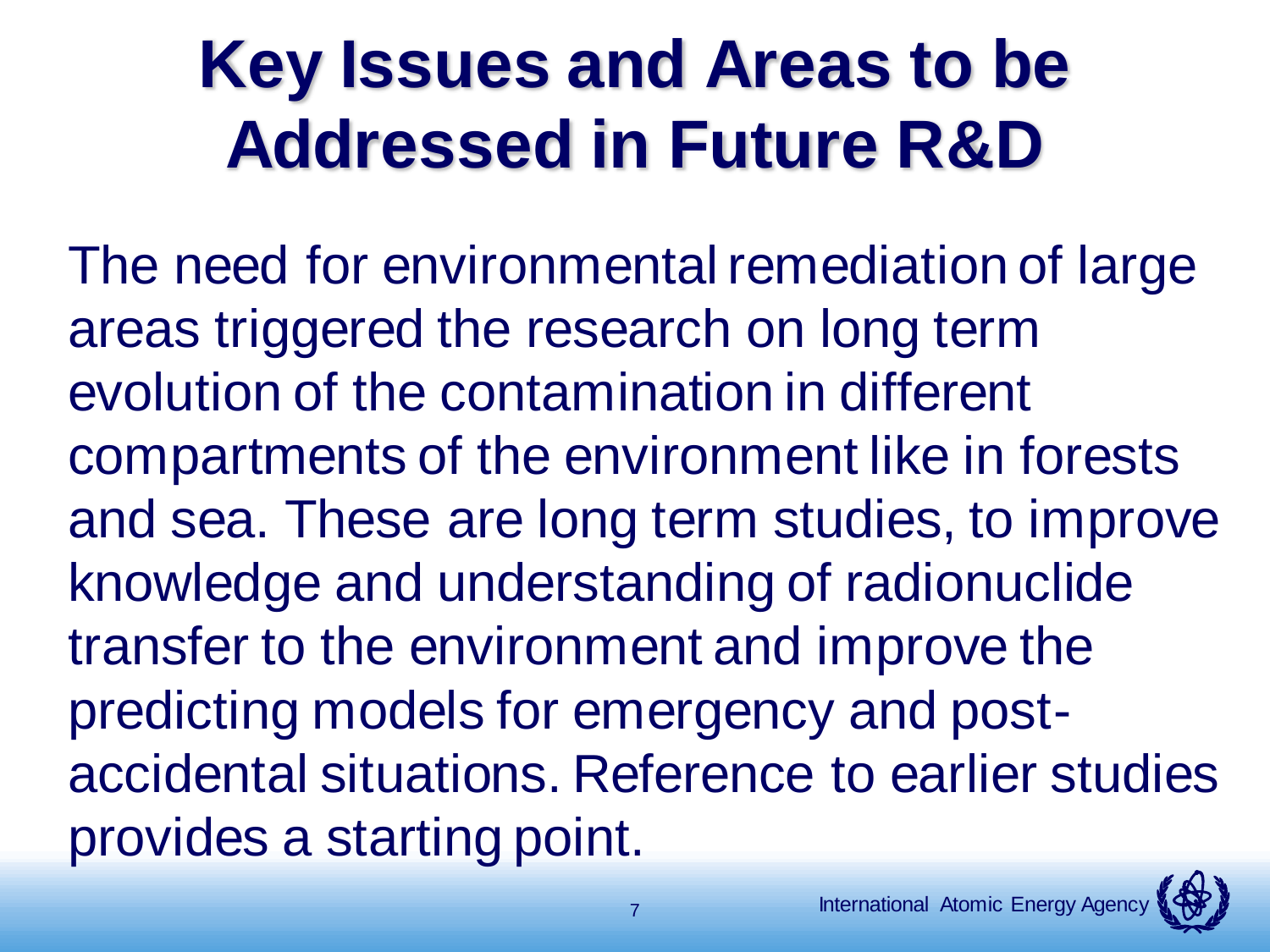# Key Issues and Areas to be Addressed in Future R&D

The need for environmental remediation of large areas triggered the research on long term evolution of the contamination in different compartments of the environment like in forests and sea. These are long term studies, to improve knowledge and understanding of radionuclide transfer to the environment and improve the predicting models for emergency and post-accidental situations. Reference to earlier studies provides a starting point.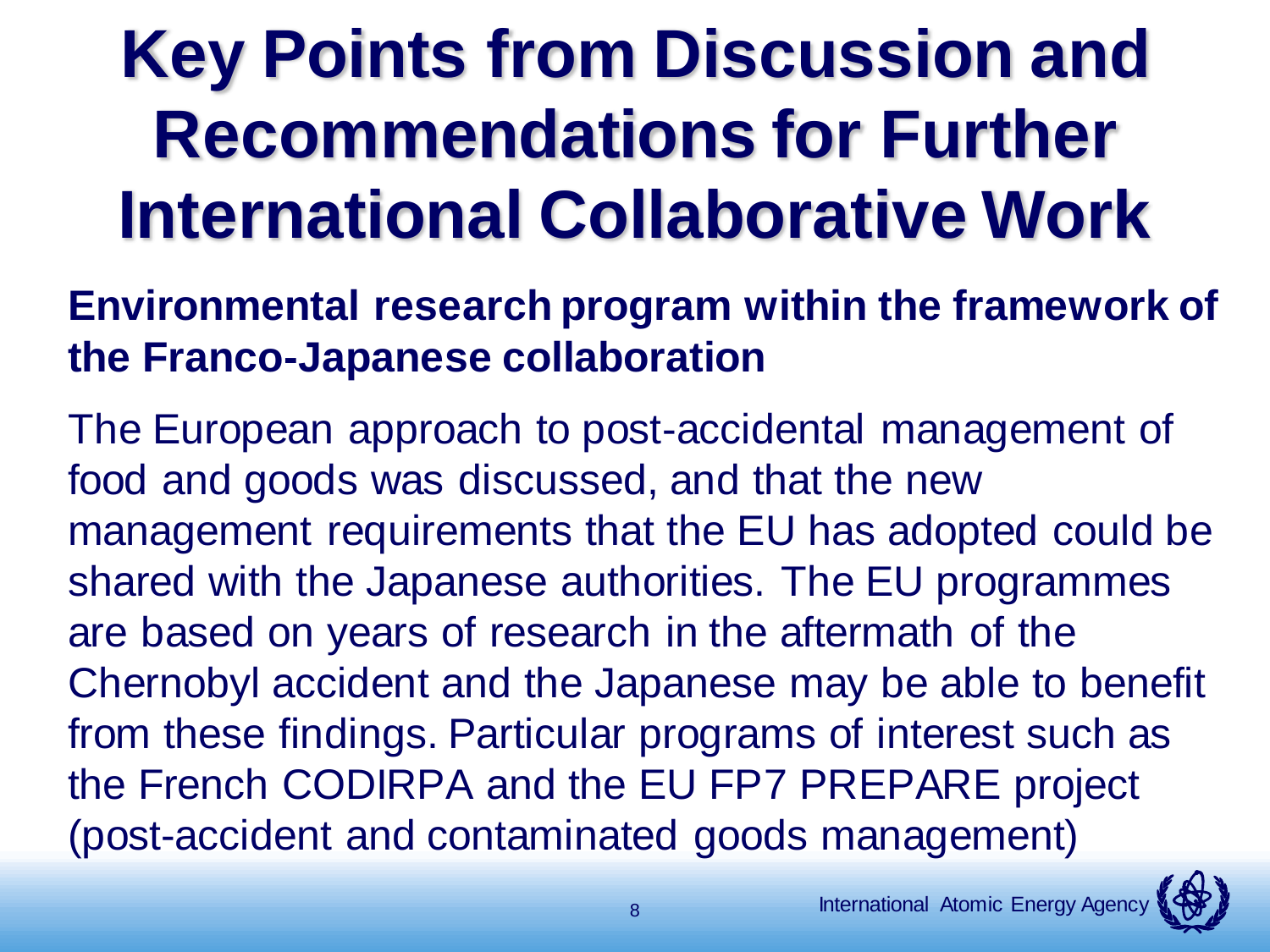# Key Points from Discussion and Recommendations for Further International Collaborative Work

**Environmental research program within the framework of the Franco-Japanese collaboration**

The European approach to post-accidental management of food and goods was discussed, and that the new management requirements that the EU has adopted could be shared with the Japanese authorities. The EU programmes are based on years of research in the aftermath of the Chernobyl accident and the Japanese may be able to benefit from these findings. Particular programs of interest such as the French CODIRPA and the EU FP7 PREPARE project (post-accident and contaminated goods management)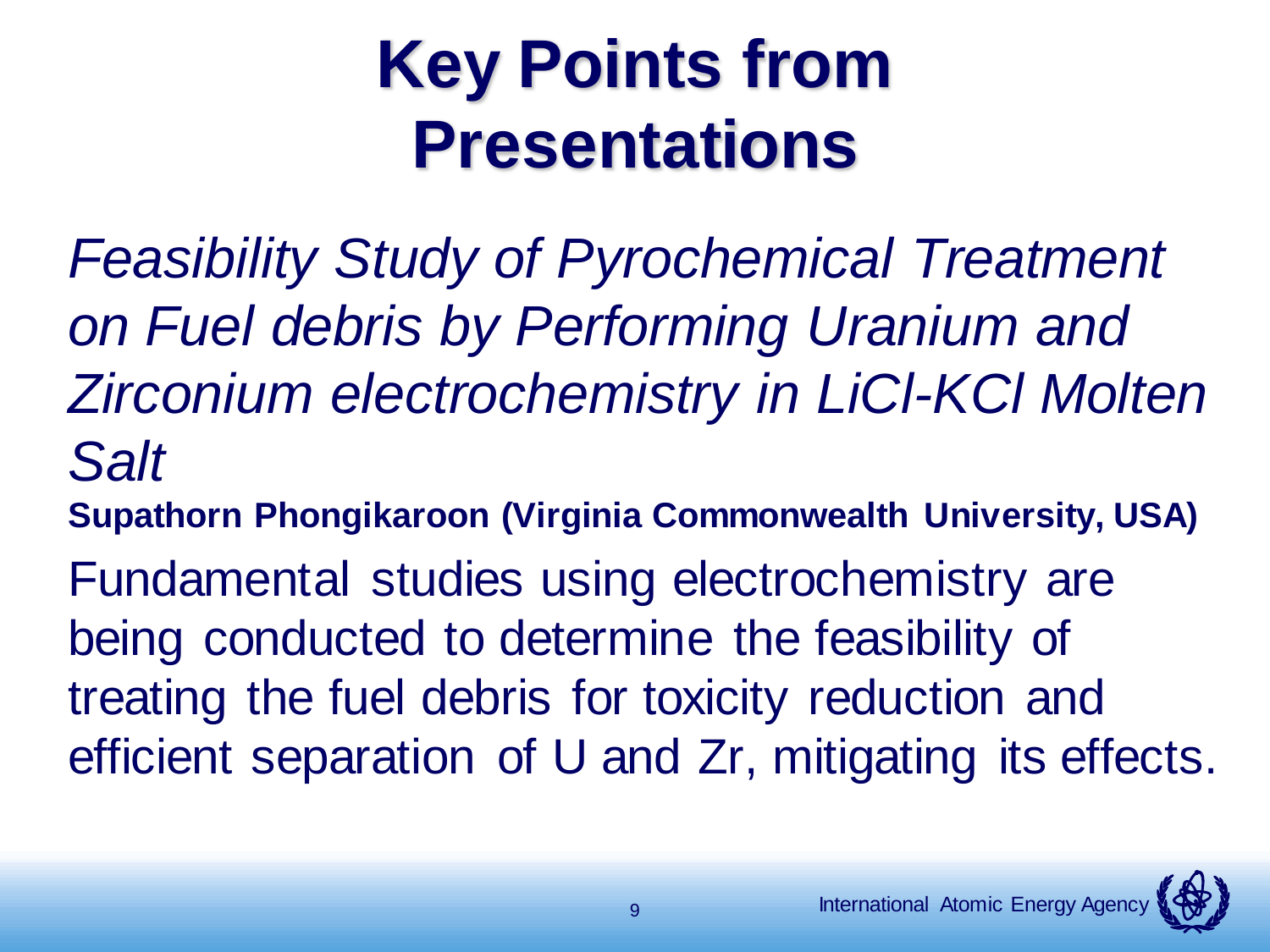# Key Points from Presentations

*Feasibility Study of Pyrochemical Treatment on Fuel debris by Performing Uranium and Zirconium electrochemistry in LiCl-KCl Molten Salt*

**Supathorn Phongikaroon (Virginia Commonwealth University, USA)**

Fundamental studies using electrochemistry are being conducted to determine the feasibility of treating the fuel debris for toxicity reduction and efficient separation of U and Zr, mitigating its effects.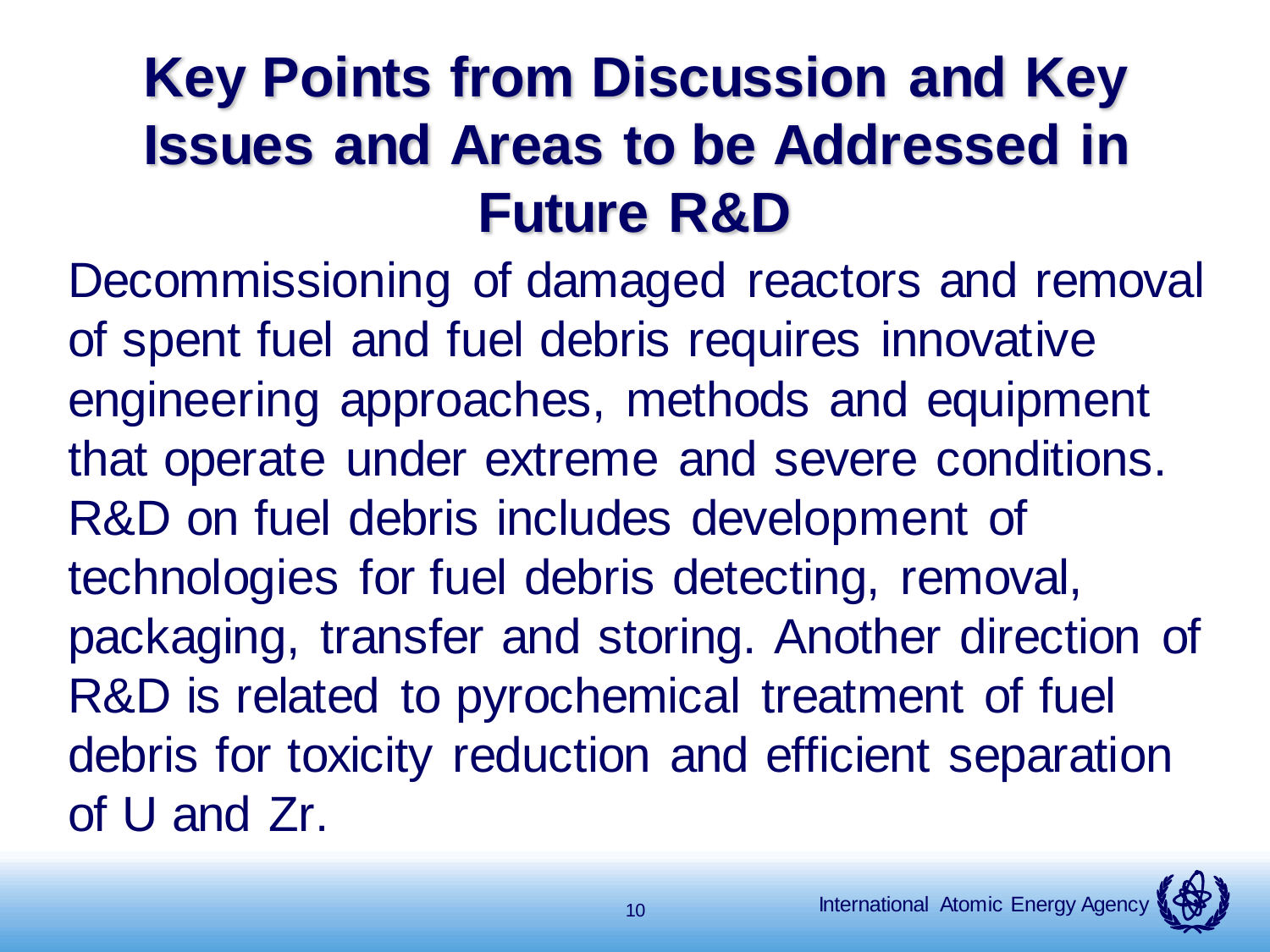# Key Points from Discussion and Key Issues and Areas to be Addressed in Future R&D

Decommissioning of damaged reactors and removal of spent fuel and fuel debris requires innovative engineering approaches, methods and equipment that operate under extreme and severe conditions. R&D on fuel debris includes development of technologies for fuel debris detecting, removal, packaging, transfer and storing. Another direction of R&D is related to pyrochemical treatment of fuel debris for toxicity reduction and efficient separation of U and Zr.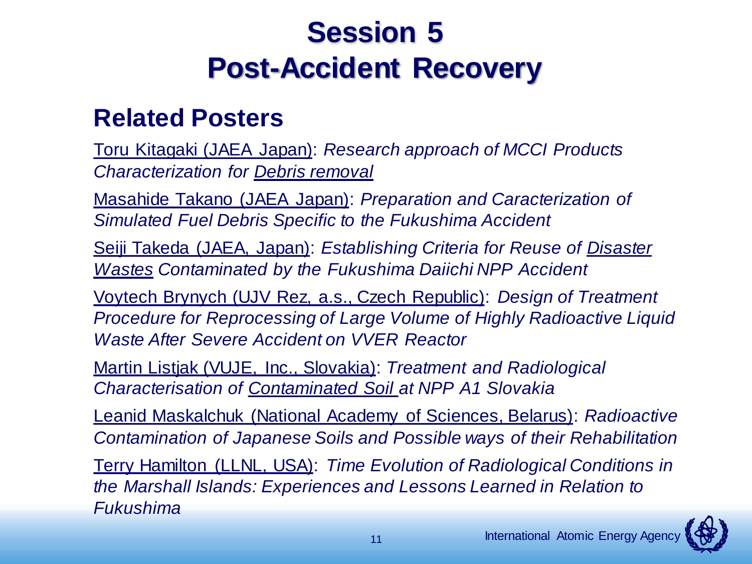# Session 5
# Post-Accident Recovery

## Related Posters

Toru Kitagaki (JAEA Japan): *Research approach of MCCI Products Characterization for Debris removal*

Masahide Takano (JAEA Japan): *Preparation and Caracterization of Simulated Fuel Debris Specific to the Fukushima Accident*

Seiji Takeda (JAEA, Japan): *Establishing Criteria for Reuse of Disaster Wastes Contaminated by the Fukushima Daiichi NPP Accident*

Voytech Brynych (UJV Rez, a.s., Czech Republic): *Design of Treatment Procedure for Reprocessing of Large Volume of Highly Radioactive Liquid Waste After Severe Accident on VVER Reactor*

Martin Listjak (VUJE, Inc., Slovakia): *Treatment and Radiological Characterisation of Contaminated Soil at NPP A1 Slovakia*

Leanid Maskalchuk (National Academy of Sciences, Belarus): *Radioactive Contamination of Japanese Soils and Possible ways of their Rehabilitation*

Terry Hamilton (LLNL, USA): *Time Evolution of Radiological Conditions in the Marshall Islands: Experiences and Lessons Learned in Relation to Fukushima*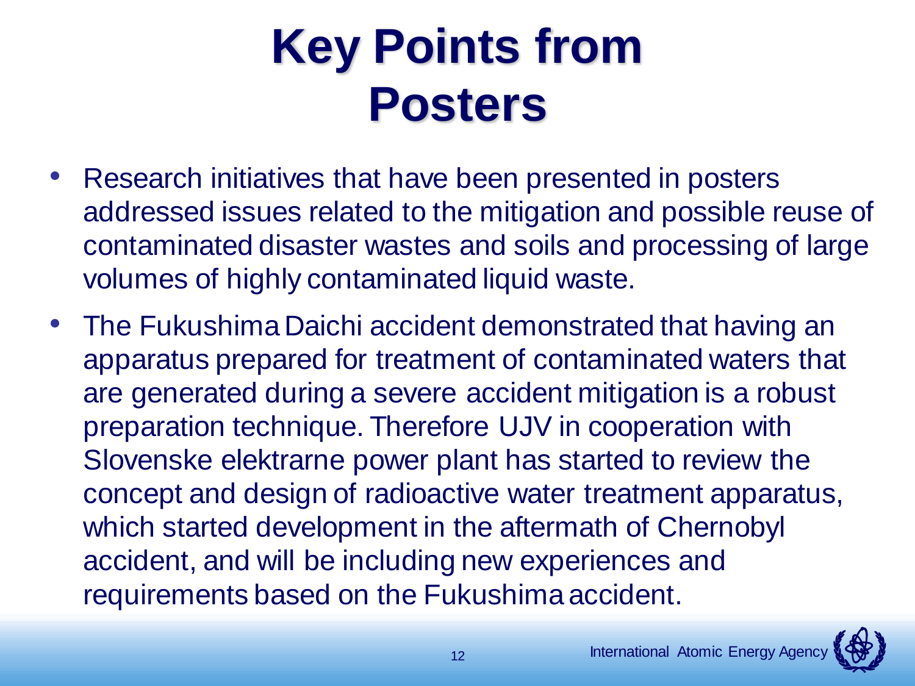# Key Points from Posters

- Research initiatives that have been presented in posters addressed issues related to the mitigation and possible reuse of contaminated disaster wastes and soils and processing of large volumes of highly contaminated liquid waste.
- The Fukushima Daichi accident demonstrated that having an apparatus prepared for treatment of contaminated waters that are generated during a severe accident mitigation is a robust preparation technique. Therefore UJV in cooperation with Slovenske elektrarne power plant has started to review the concept and design of radioactive water treatment apparatus, which started development in the aftermath of Chernobyl accident, and will be including new experiences and requirements based on the Fukushima accident.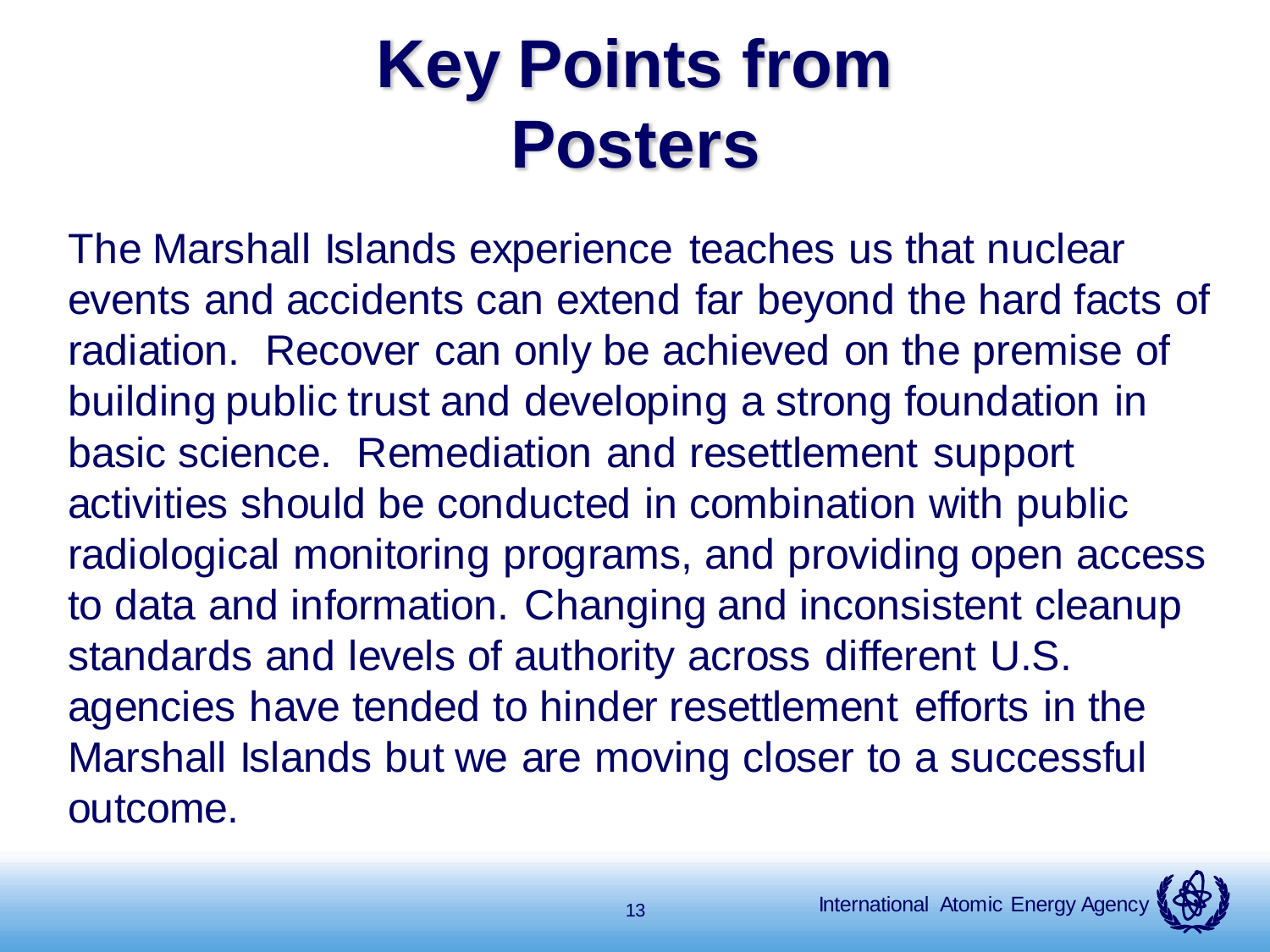# Key Points from Posters

The Marshall Islands experience teaches us that nuclear events and accidents can extend far beyond the hard facts of radiation. Recover can only be achieved on the premise of building public trust and developing a strong foundation in basic science. Remediation and resettlement support activities should be conducted in combination with public radiological monitoring programs, and providing open access to data and information. Changing and inconsistent cleanup standards and levels of authority across different U.S. agencies have tended to hinder resettlement efforts in the Marshall Islands but we are moving closer to a successful outcome.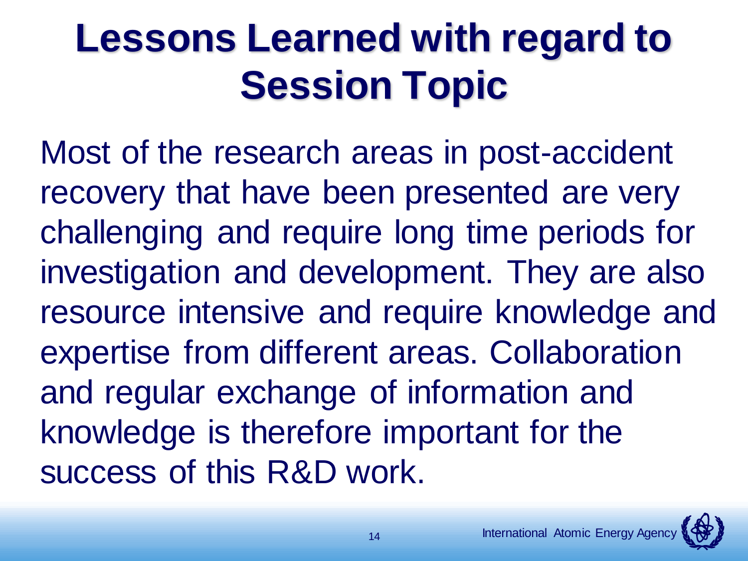# Lessons Learned with regard to Session Topic

Most of the research areas in post-accident recovery that have been presented are very challenging and require long time periods for investigation and development. They are also resource intensive and require knowledge and expertise from different areas. Collaboration and regular exchange of information and knowledge is therefore important for the success of this R&D work.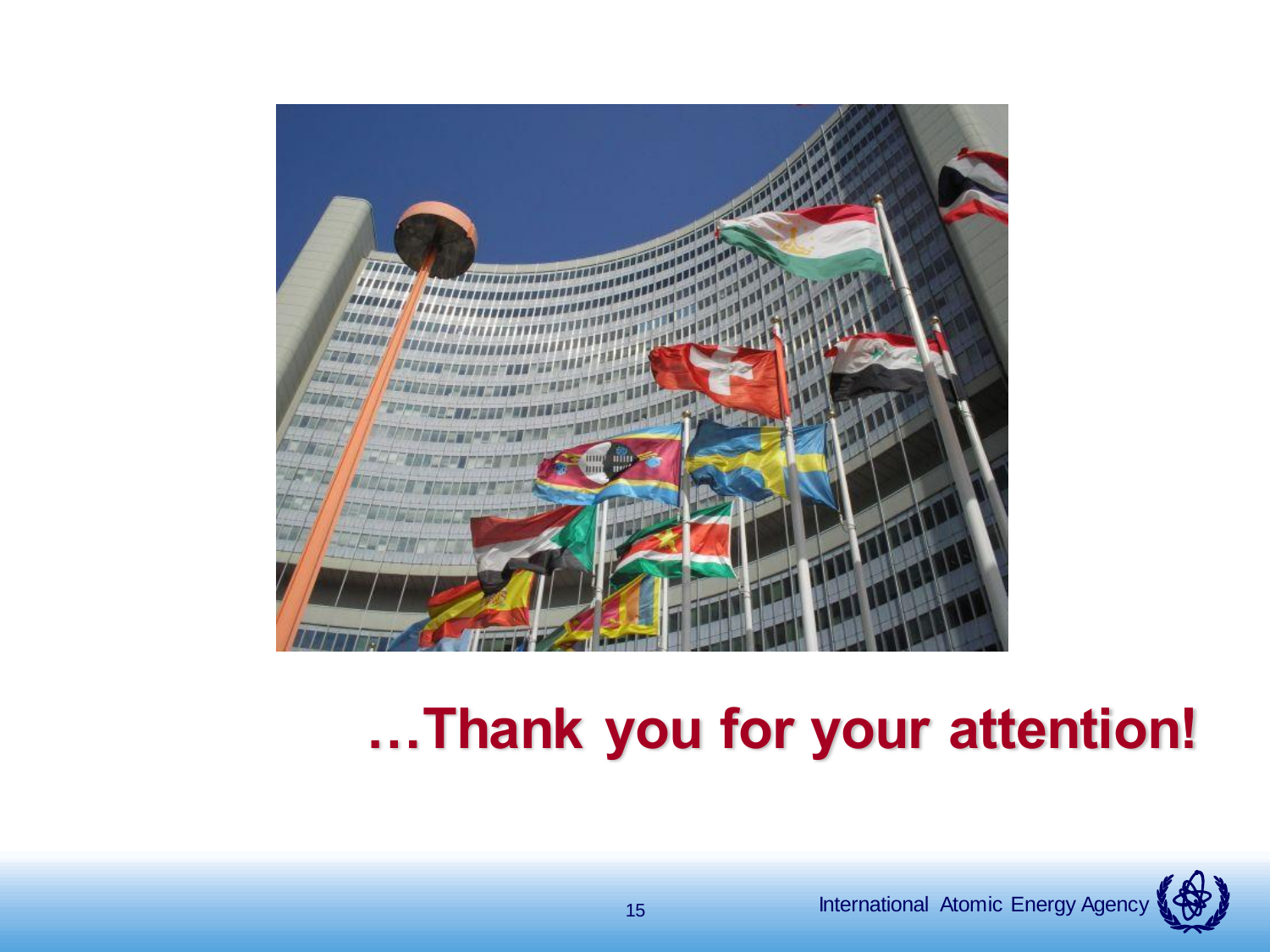# …Thank you for your attention!